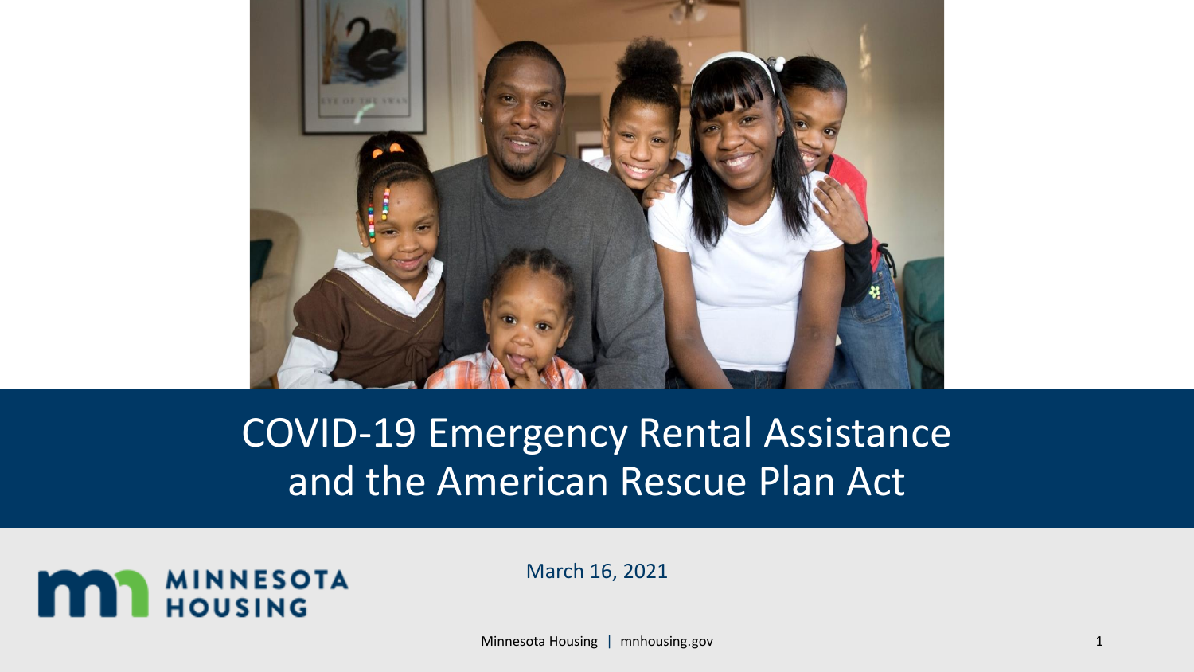# COVID-19 Emergency Rental Assistance and the American Rescue Plan Act

MINNESOTA HOUSING

March 16, 2021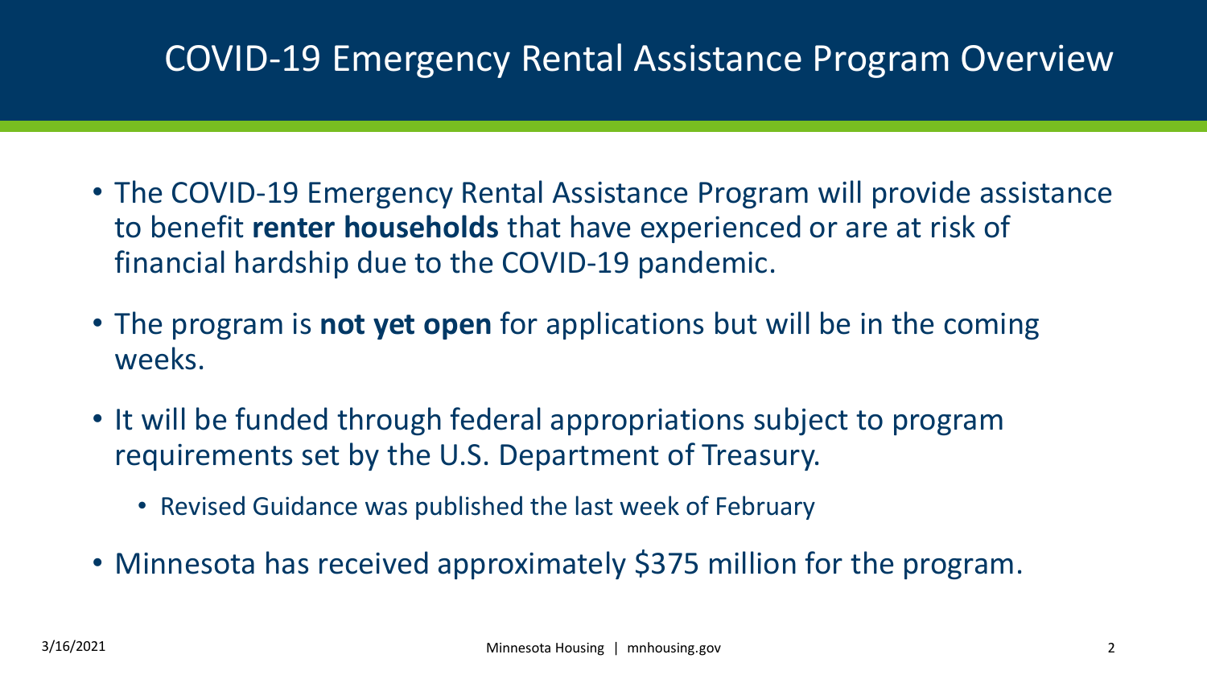# COVID-19 Emergency Rental Assistance Program Overview

- The COVID-19 Emergency Rental Assistance Program will provide assistance to benefit **renter households** that have experienced or are at risk of financial hardship due to the COVID-19 pandemic.
- The program is **not yet open** for applications but will be in the coming weeks.
- It will be funded through federal appropriations subject to program requirements set by the U.S. Department of Treasury.
  - Revised Guidance was published the last week of February
- Minnesota has received approximately $375 million for the program.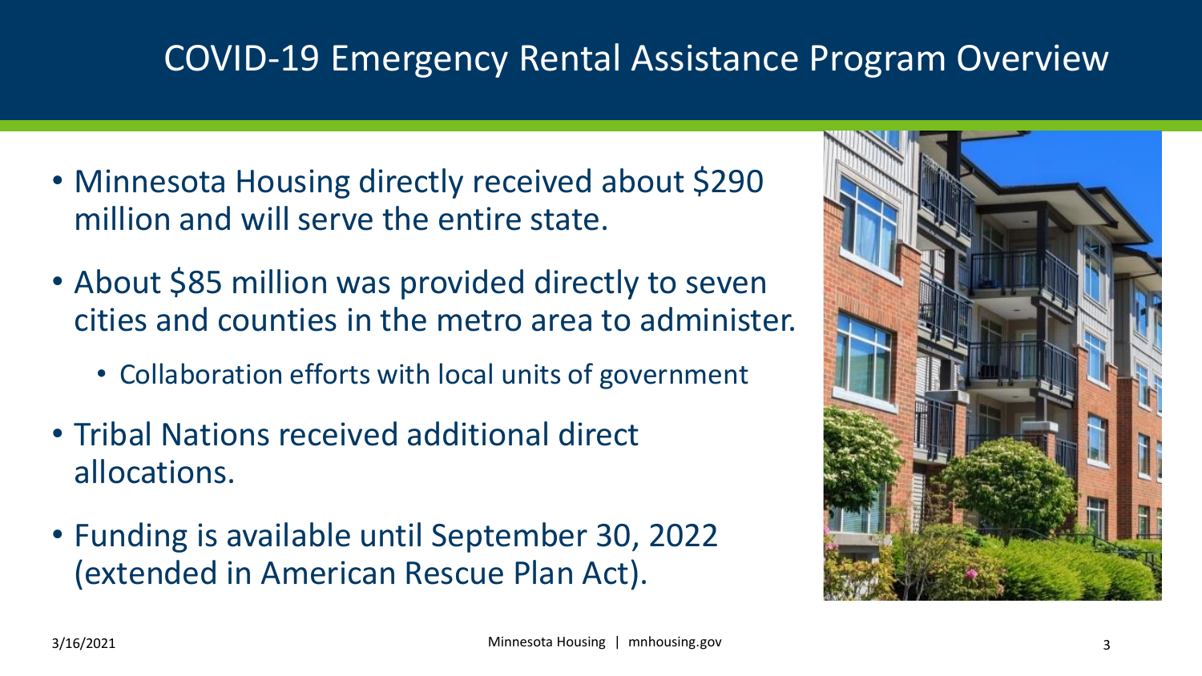# COVID-19 Emergency Rental Assistance Program Overview

- Minnesota Housing directly received about $290 million and will serve the entire state.
- About $85 million was provided directly to seven cities and counties in the metro area to administer.
  - Collaboration efforts with local units of government
- Tribal Nations received additional direct allocations.
- Funding is available until September 30, 2022 (extended in American Rescue Plan Act).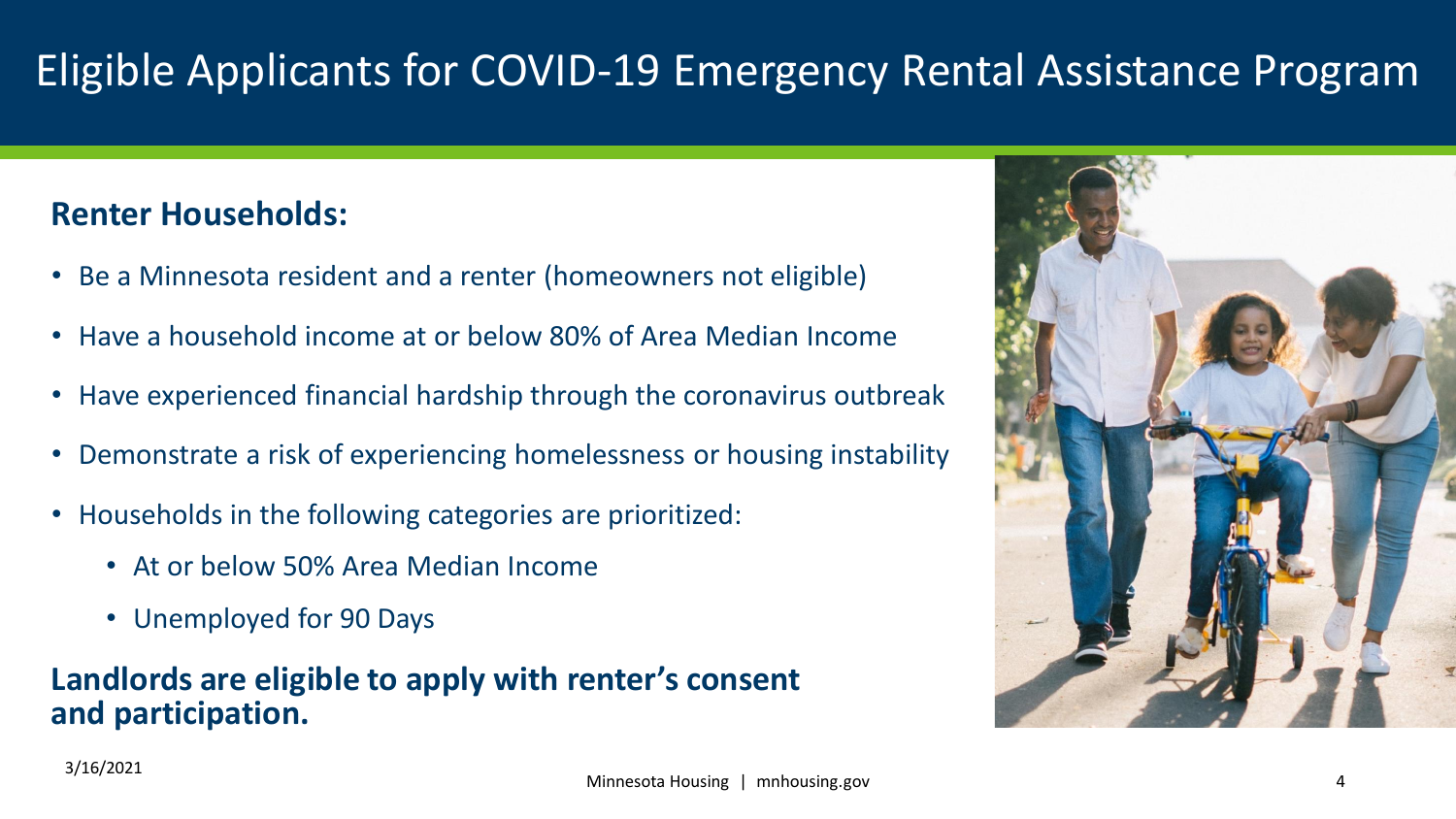# Eligible Applicants for COVID-19 Emergency Rental Assistance Program

**Renter Households:**

- Be a Minnesota resident and a renter (homeowners not eligible)
- Have a household income at or below 80% of Area Median Income
- Have experienced financial hardship through the coronavirus outbreak
- Demonstrate a risk of experiencing homelessness or housing instability
- Households in the following categories are prioritized:
  - At or below 50% Area Median Income
  - Unemployed for 90 Days

**Landlords are eligible to apply with renter's consent and participation.**

3/16/2021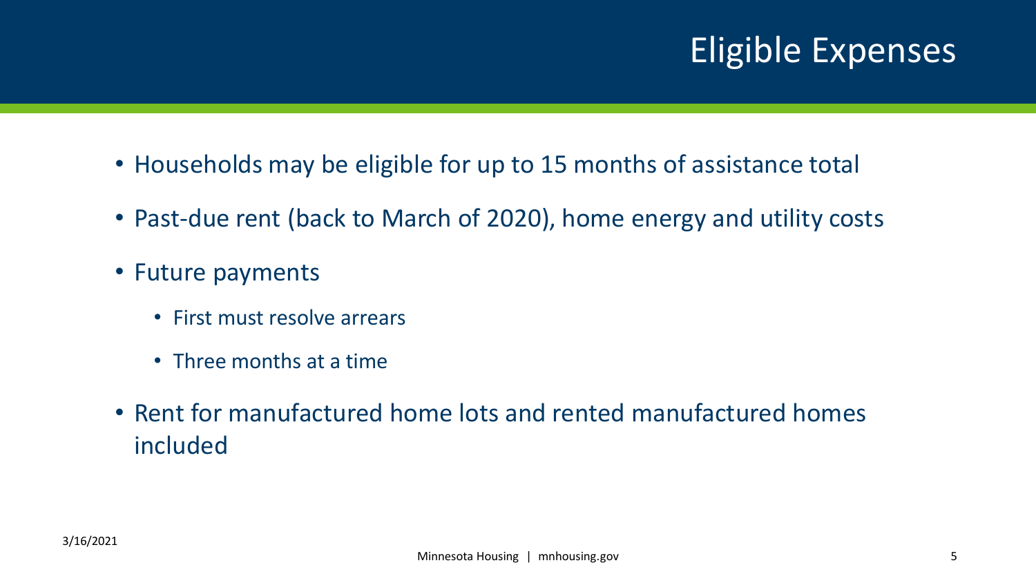# Eligible Expenses

- Households may be eligible for up to 15 months of assistance total
- Past-due rent (back to March of 2020), home energy and utility costs
- Future payments
  - First must resolve arrears
  - Three months at a time
- Rent for manufactured home lots and rented manufactured homes included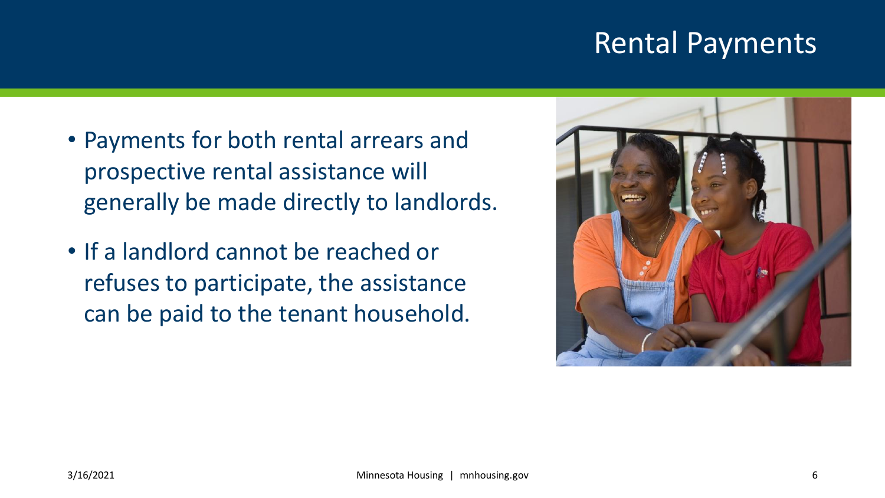# Rental Payments

- Payments for both rental arrears and prospective rental assistance will generally be made directly to landlords.
- If a landlord cannot be reached or refuses to participate, the assistance can be paid to the tenant household.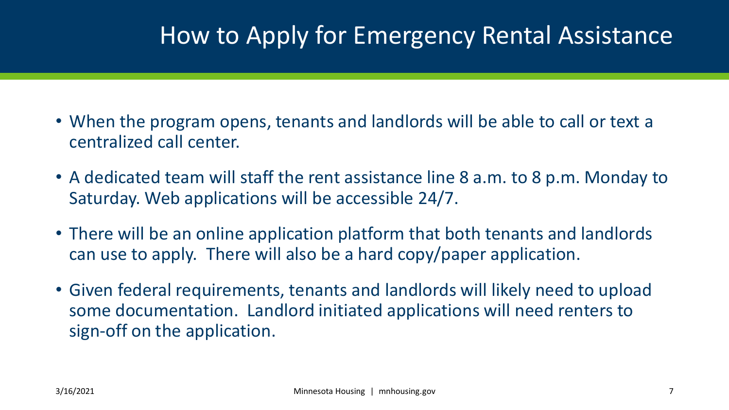# How to Apply for Emergency Rental Assistance

- When the program opens, tenants and landlords will be able to call or text a centralized call center.
- A dedicated team will staff the rent assistance line 8 a.m. to 8 p.m. Monday to Saturday. Web applications will be accessible 24/7.
- There will be an online application platform that both tenants and landlords can use to apply. There will also be a hard copy/paper application.
- Given federal requirements, tenants and landlords will likely need to upload some documentation. Landlord initiated applications will need renters to sign-off on the application.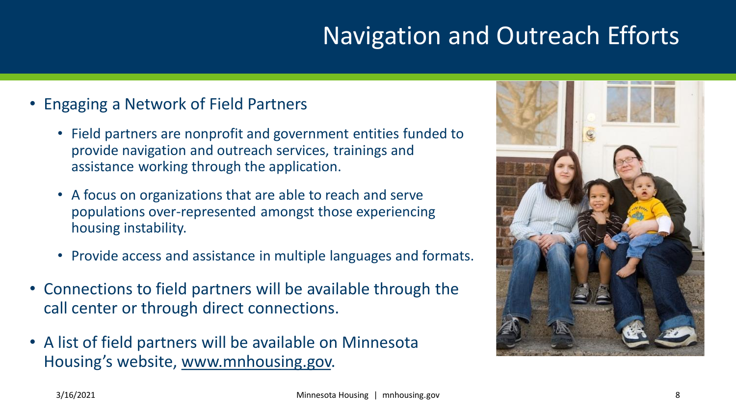# Navigation and Outreach Efforts

- Engaging a Network of Field Partners
  - Field partners are nonprofit and government entities funded to provide navigation and outreach services, trainings and assistance working through the application.
  - A focus on organizations that are able to reach and serve populations over-represented amongst those experiencing housing instability.
  - Provide access and assistance in multiple languages and formats.
- Connections to field partners will be available through the call center or through direct connections.
- A list of field partners will be available on Minnesota Housing's website, www.mnhousing.gov.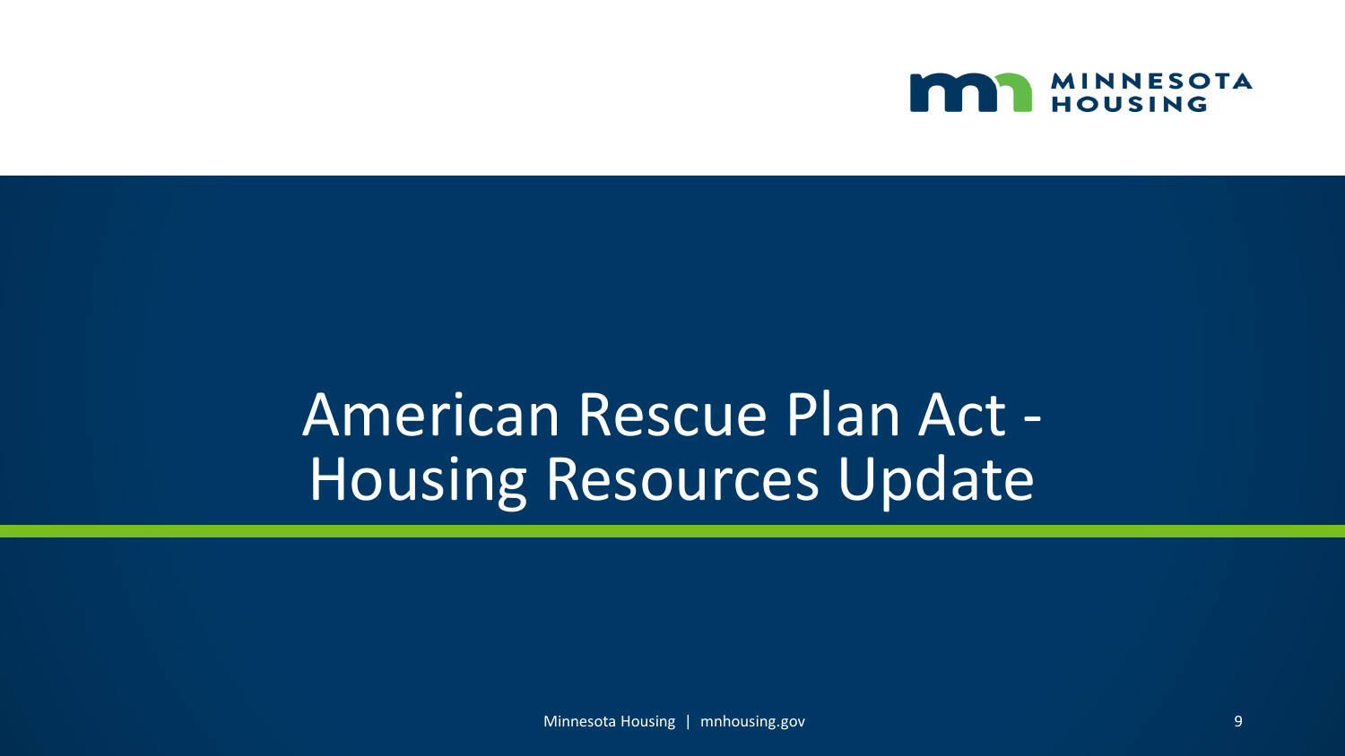# American Rescue Plan Act - Housing Resources Update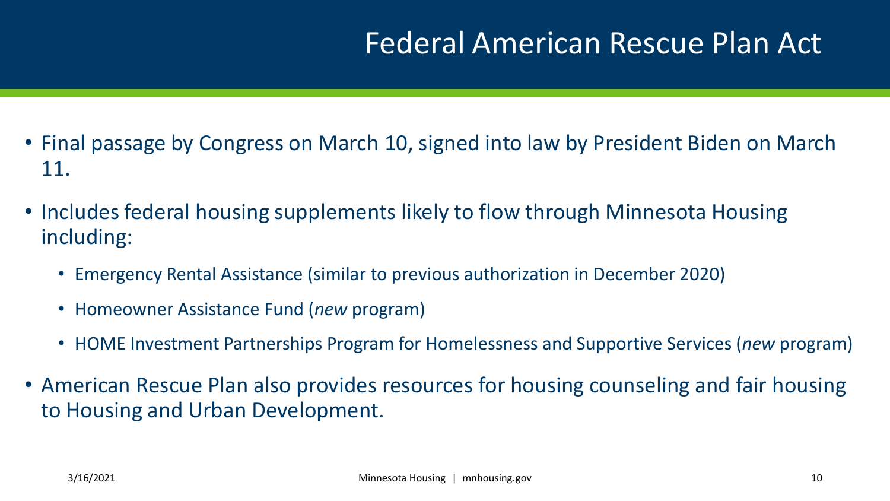# Federal American Rescue Plan Act

- Final passage by Congress on March 10, signed into law by President Biden on March 11.
- Includes federal housing supplements likely to flow through Minnesota Housing including:
  - Emergency Rental Assistance (similar to previous authorization in December 2020)
  - Homeowner Assistance Fund (*new* program)
  - HOME Investment Partnerships Program for Homelessness and Supportive Services (*new* program)
- American Rescue Plan also provides resources for housing counseling and fair housing to Housing and Urban Development.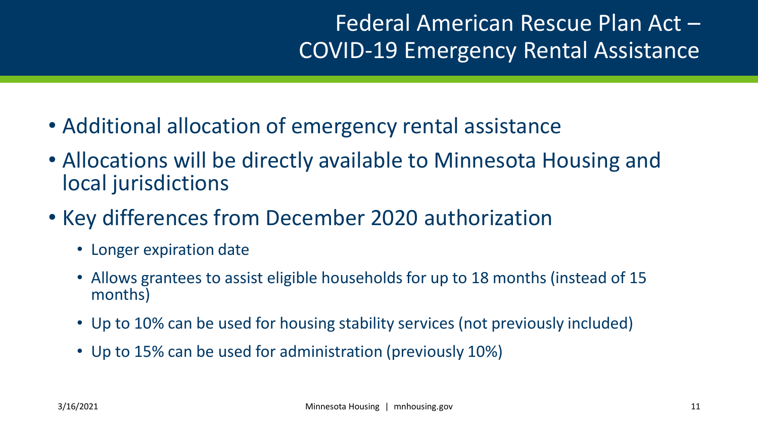# Federal American Rescue Plan Act – COVID-19 Emergency Rental Assistance

- Additional allocation of emergency rental assistance
- Allocations will be directly available to Minnesota Housing and local jurisdictions
- Key differences from December 2020 authorization
  - Longer expiration date
  - Allows grantees to assist eligible households for up to 18 months (instead of 15 months)
  - Up to 10% can be used for housing stability services (not previously included)
  - Up to 15% can be used for administration (previously 10%)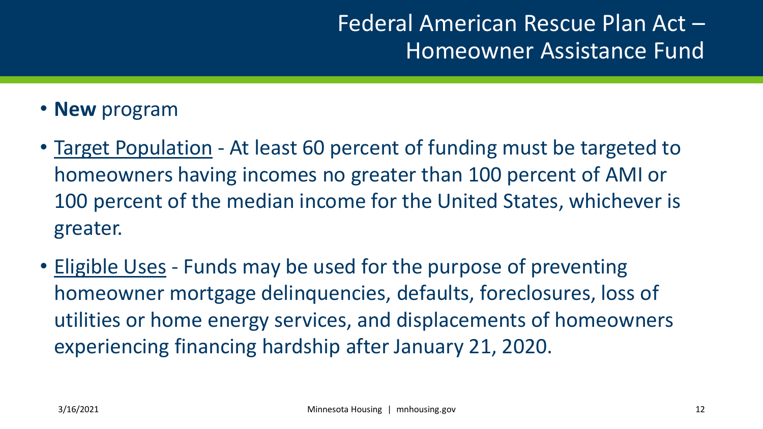# Federal American Rescue Plan Act – Homeowner Assistance Fund

- **New** program
- Target Population - At least 60 percent of funding must be targeted to homeowners having incomes no greater than 100 percent of AMI or 100 percent of the median income for the United States, whichever is greater.
- Eligible Uses - Funds may be used for the purpose of preventing homeowner mortgage delinquencies, defaults, foreclosures, loss of utilities or home energy services, and displacements of homeowners experiencing financing hardship after January 21, 2020.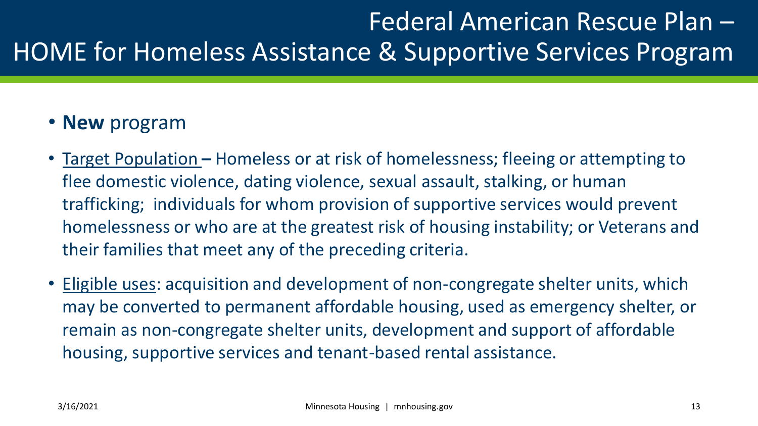# Federal American Rescue Plan – HOME for Homeless Assistance & Supportive Services Program

- **New** program
- Target Population – Homeless or at risk of homelessness; fleeing or attempting to flee domestic violence, dating violence, sexual assault, stalking, or human trafficking; individuals for whom provision of supportive services would prevent homelessness or who are at the greatest risk of housing instability; or Veterans and their families that meet any of the preceding criteria.
- Eligible uses: acquisition and development of non-congregate shelter units, which may be converted to permanent affordable housing, used as emergency shelter, or remain as non-congregate shelter units, development and support of affordable housing, supportive services and tenant-based rental assistance.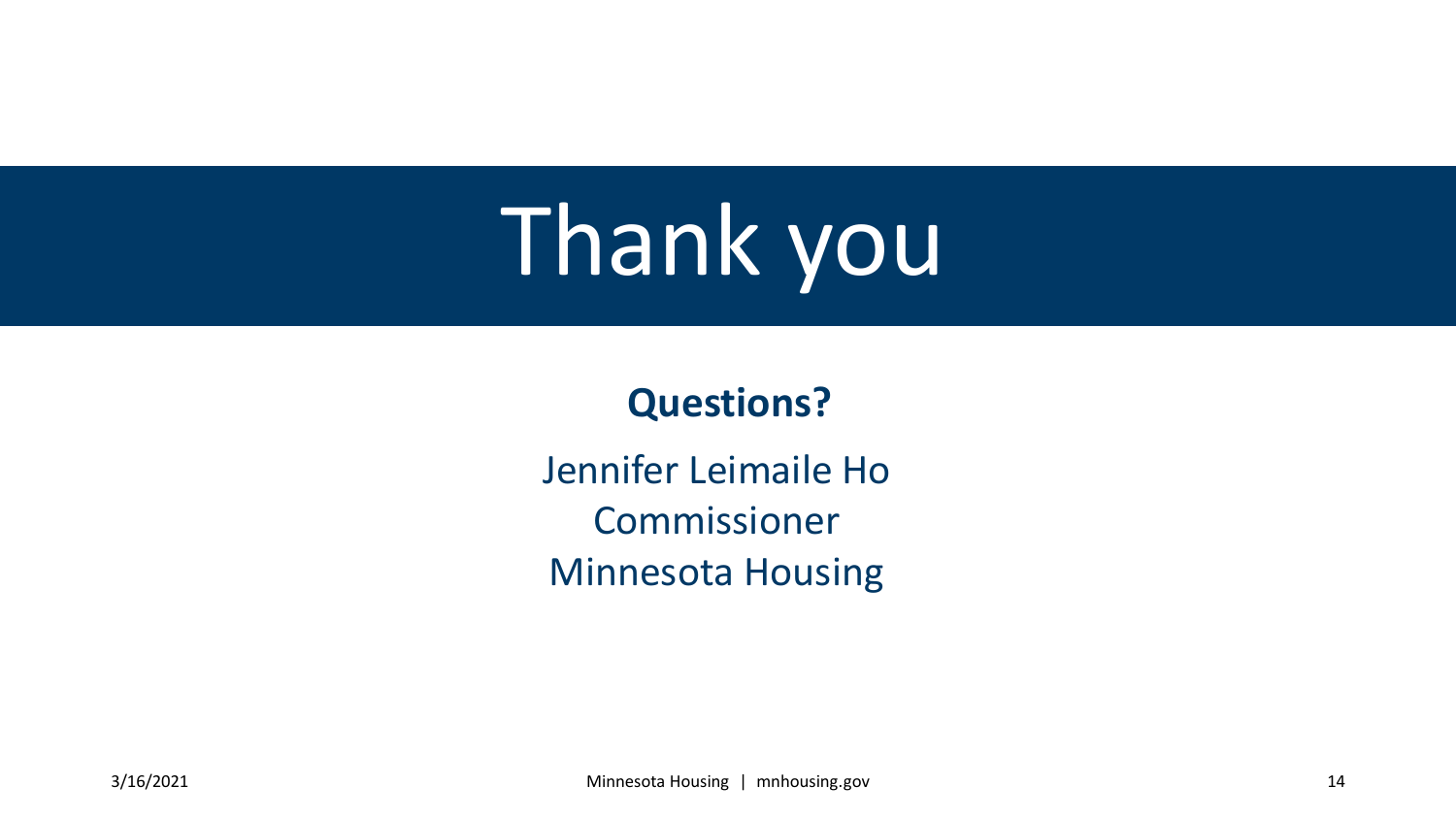# Thank you

**Questions?**

Jennifer Leimaile Ho

Commissioner

Minnesota Housing